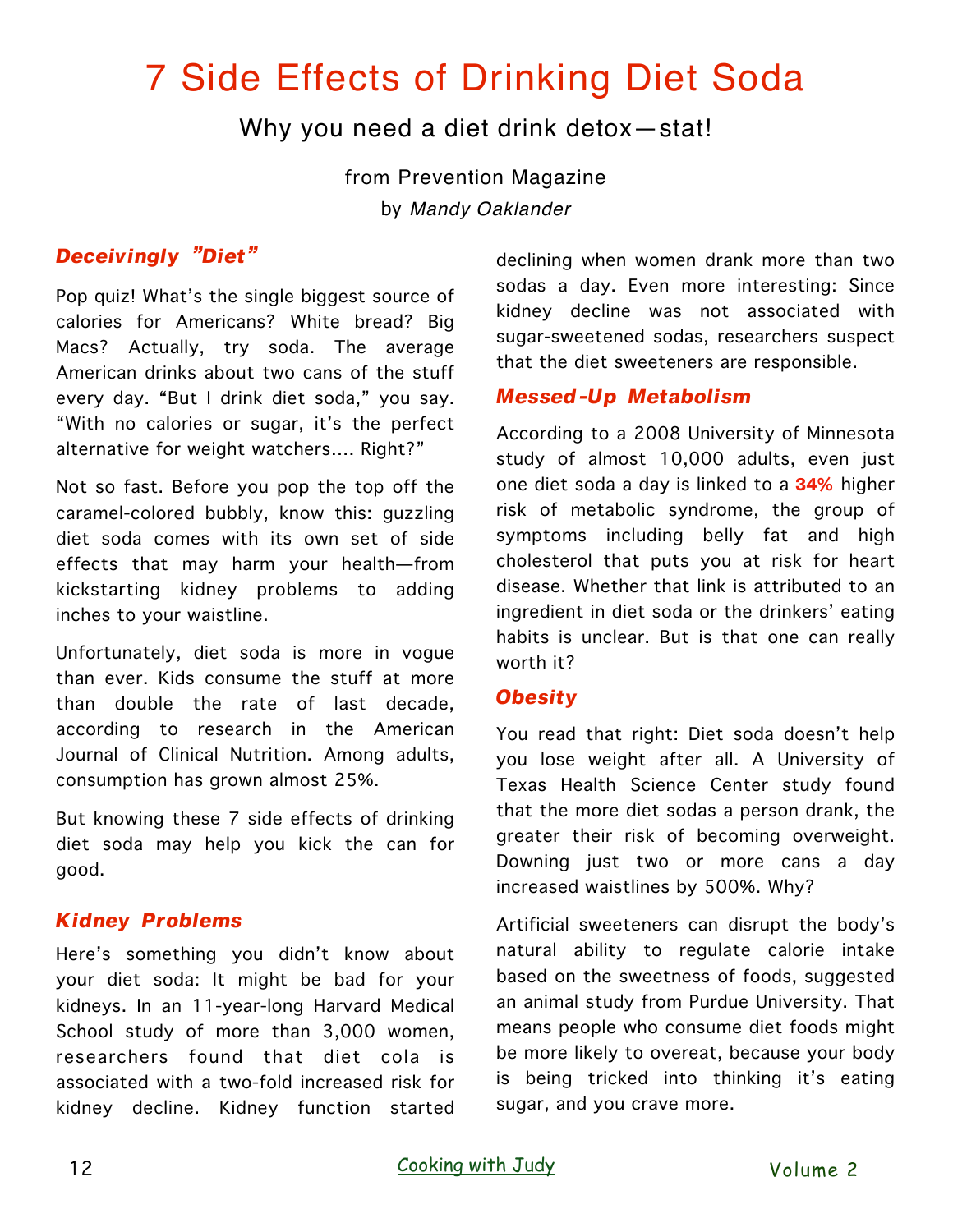# 7 Side Effects of Drinking Diet Soda

Why you need a diet drink detox—stat!

from Prevention Magazine
by *Mandy Oaklander*

### *Deceivingly "Diet"*

Pop quiz! What's the single biggest source of calories for Americans? White bread? Big Macs? Actually, try soda. The average American drinks about two cans of the stuff every day. "But I drink diet soda," you say. "With no calories or sugar, it's the perfect alternative for weight watchers.... Right?"

Not so fast. Before you pop the top off the caramel-colored bubbly, know this: guzzling diet soda comes with its own set of side effects that may harm your health—from kickstarting kidney problems to adding inches to your waistline.

Unfortunately, diet soda is more in vogue than ever. Kids consume the stuff at more than double the rate of last decade, according to research in the American Journal of Clinical Nutrition. Among adults, consumption has grown almost 25%.

But knowing these 7 side effects of drinking diet soda may help you kick the can for good.

### *Kidney Problems*

Here's something you didn't know about your diet soda: It might be bad for your kidneys. In an 11-year-long Harvard Medical School study of more than 3,000 women, researchers found that diet cola is associated with a two-fold increased risk for kidney decline. Kidney function started declining when women drank more than two sodas a day. Even more interesting: Since kidney decline was not associated with sugar-sweetened sodas, researchers suspect that the diet sweeteners are responsible.

### *Messed-Up Metabolism*

According to a 2008 University of Minnesota study of almost 10,000 adults, even just one diet soda a day is linked to a **34%** higher risk of metabolic syndrome, the group of symptoms including belly fat and high cholesterol that puts you at risk for heart disease. Whether that link is attributed to an ingredient in diet soda or the drinkers' eating habits is unclear. But is that one can really worth it?

### *Obesity*

You read that right: Diet soda doesn't help you lose weight after all. A University of Texas Health Science Center study found that the more diet sodas a person drank, the greater their risk of becoming overweight. Downing just two or more cans a day increased waistlines by 500%. Why?

Artificial sweeteners can disrupt the body's natural ability to regulate calorie intake based on the sweetness of foods, suggested an animal study from Purdue University. That means people who consume diet foods might be more likely to overeat, because your body is being tricked into thinking it's eating sugar, and you crave more.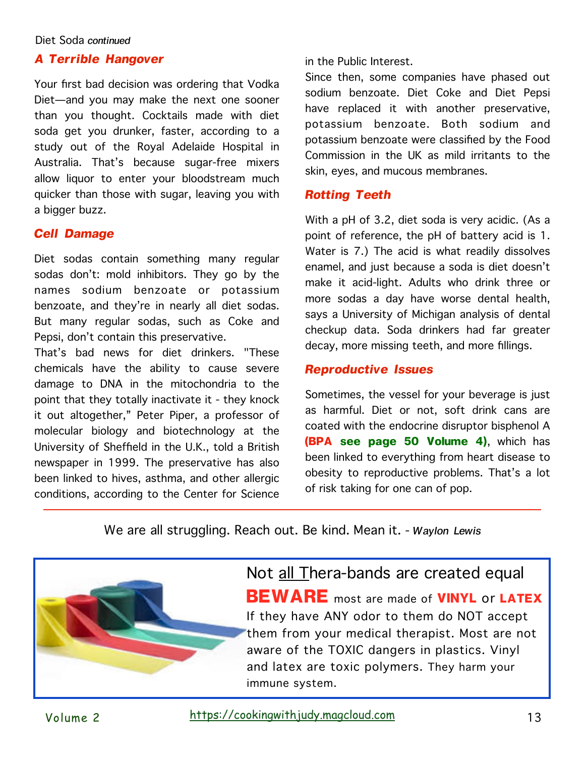Diet Soda *continued*

### *A Terrible Hangover*

Your first bad decision was ordering that Vodka Diet—and you may make the next one sooner than you thought. Cocktails made with diet soda get you drunker, faster, according to a study out of the Royal Adelaide Hospital in Australia. That's because sugar-free mixers allow liquor to enter your bloodstream much quicker than those with sugar, leaving you with a bigger buzz.

### *Cell Damage*

Diet sodas contain something many regular sodas don't: mold inhibitors. They go by the names sodium benzoate or potassium benzoate, and they're in nearly all diet sodas. But many regular sodas, such as Coke and Pepsi, don't contain this preservative.

That's bad news for diet drinkers. "These chemicals have the ability to cause severe damage to DNA in the mitochondria to the point that they totally inactivate it - they knock it out altogether," Peter Piper, a professor of molecular biology and biotechnology at the University of Sheffield in the U.K., told a British newspaper in 1999. The preservative has also been linked to hives, asthma, and other allergic conditions, according to the Center for Science in the Public Interest.

Since then, some companies have phased out sodium benzoate. Diet Coke and Diet Pepsi have replaced it with another preservative, potassium benzoate. Both sodium and potassium benzoate were classified by the Food Commission in the UK as mild irritants to the skin, eyes, and mucous membranes.

### *Rotting Teeth*

With a pH of 3.2, diet soda is very acidic. (As a point of reference, the pH of battery acid is 1. Water is 7.) The acid is what readily dissolves enamel, and just because a soda is diet doesn't make it acid-light. Adults who drink three or more sodas a day have worse dental health, says a University of Michigan analysis of dental checkup data. Soda drinkers had far greater decay, more missing teeth, and more fillings.

### *Reproductive Issues*

Sometimes, the vessel for your beverage is just as harmful. Diet or not, soft drink cans are coated with the endocrine disruptor bisphenol A **(BPA see page 50 Volume 4)**, which has been linked to everything from heart disease to obesity to reproductive problems. That's a lot of risk taking for one can of pop.

---

We are all struggling. Reach out. Be kind. Mean it. - *Waylon Lewis*

Not all Thera-bands are created equal

**BEWARE** most are made of **VINYL** or **LATEX**

If they have ANY odor to them do NOT accept them from your medical therapist. Most are not aware of the TOXIC dangers in plastics. Vinyl and latex are toxic polymers. They harm your immune system.

https://cookingwithjudy.magcloud.com